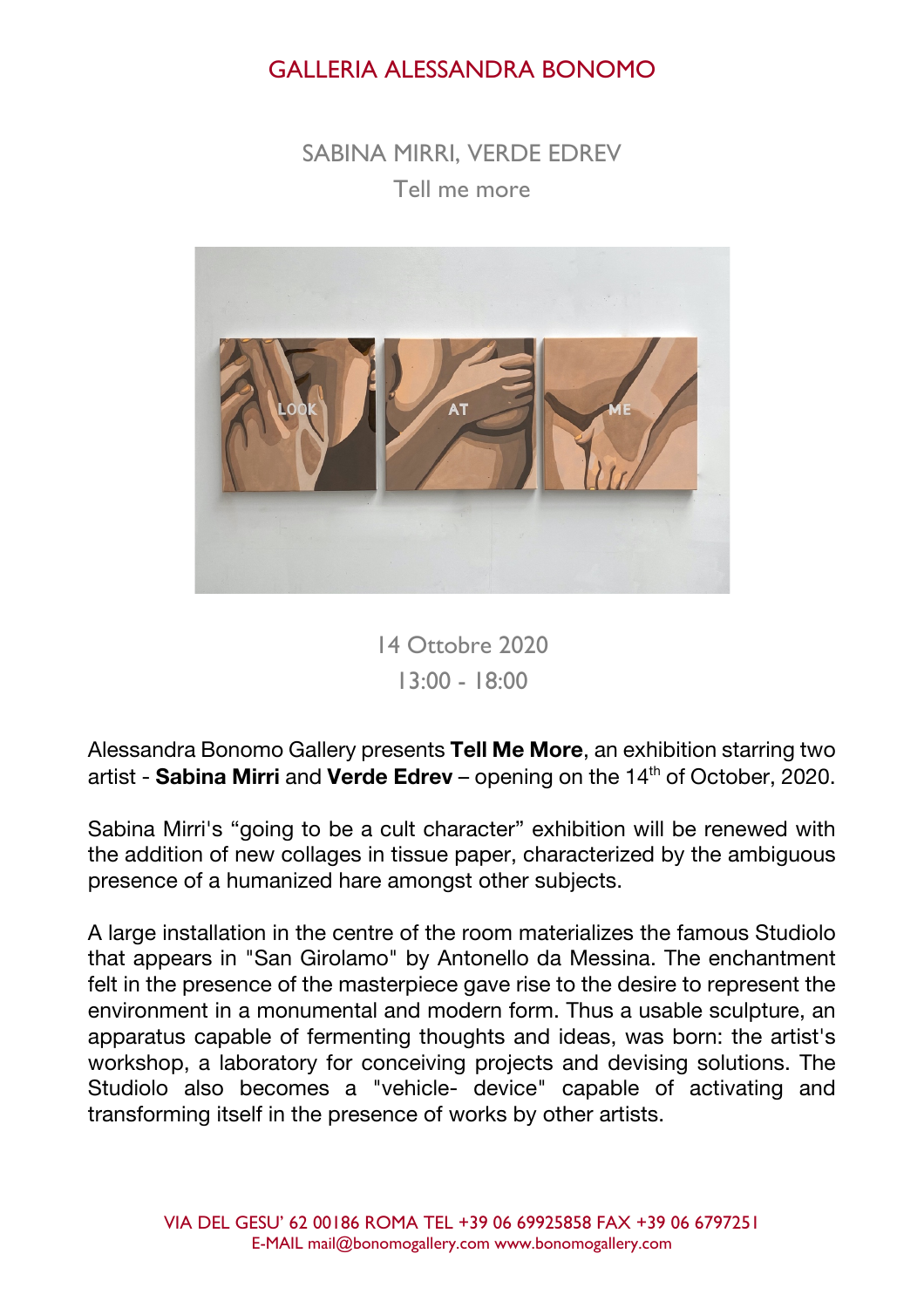# GALLERIA ALESSANDRA BONOMO

## SABINA MIRRI, VERDE EDREV

### Tell me more

14 Ottobre 2020

13:00 - 18:00

Alessandra Bonomo Gallery presents **Tell Me More**, an exhibition starring two artist - **Sabina Mirri** and **Verde Edrev** – opening on the 14th of October, 2020.

Sabina Mirri's "going to be a cult character" exhibition will be renewed with the addition of new collages in tissue paper, characterized by the ambiguous presence of a humanized hare amongst other subjects.

A large installation in the centre of the room materializes the famous Studiolo that appears in "San Girolamo" by Antonello da Messina. The enchantment felt in the presence of the masterpiece gave rise to the desire to represent the environment in a monumental and modern form. Thus a usable sculpture, an apparatus capable of fermenting thoughts and ideas, was born: the artist's workshop, a laboratory for conceiving projects and devising solutions. The Studiolo also becomes a "vehicle- device" capable of activating and transforming itself in the presence of works by other artists.

VIA DEL GESU' 62 00186 ROMA TEL +39 06 69925858 FAX +39 06 6797251
E-MAIL mail@bonomogallery.com www.bonomogallery.com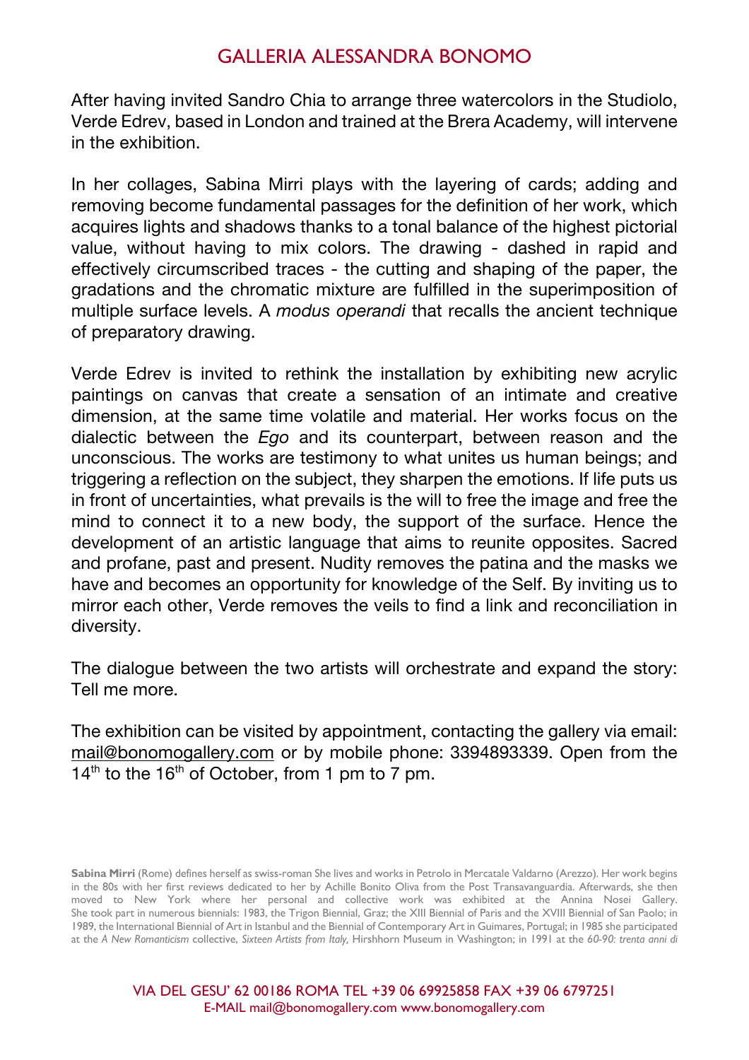After having invited Sandro Chia to arrange three watercolors in the Studiolo, Verde Edrev, based in London and trained at the Brera Academy, will intervene in the exhibition.

In her collages, Sabina Mirri plays with the layering of cards; adding and removing become fundamental passages for the definition of her work, which acquires lights and shadows thanks to a tonal balance of the highest pictorial value, without having to mix colors. The drawing - dashed in rapid and effectively circumscribed traces - the cutting and shaping of the paper, the gradations and the chromatic mixture are fulfilled in the superimposition of multiple surface levels. A *modus operandi* that recalls the ancient technique of preparatory drawing.

Verde Edrev is invited to rethink the installation by exhibiting new acrylic paintings on canvas that create a sensation of an intimate and creative dimension, at the same time volatile and material. Her works focus on the dialectic between the *Ego* and its counterpart, between reason and the unconscious. The works are testimony to what unites us human beings; and triggering a reflection on the subject, they sharpen the emotions. If life puts us in front of uncertainties, what prevails is the will to free the image and free the mind to connect it to a new body, the support of the surface. Hence the development of an artistic language that aims to reunite opposites. Sacred and profane, past and present. Nudity removes the patina and the masks we have and becomes an opportunity for knowledge of the Self. By inviting us to mirror each other, Verde removes the veils to find a link and reconciliation in diversity.

The dialogue between the two artists will orchestrate and expand the story: Tell me more.

The exhibition can be visited by appointment, contacting the gallery via email: mail@bonomogallery.com or by mobile phone: 3394893339. Open from the 14th to the 16th of October, from 1 pm to 7 pm.

**Sabina Mirri** (Rome) defines herself as swiss-roman She lives and works in Petrolo in Mercatale Valdarno (Arezzo). Her work begins in the 80s with her first reviews dedicated to her by Achille Bonito Oliva from the Post Transavanguardia. Afterwards, she then moved to New York where her personal and collective work was exhibited at the Annina Nosei Gallery. She took part in numerous biennials: 1983, the Trigon Biennial, Graz; the XIII Biennial of Paris and the XVIII Biennial of San Paolo; in 1989, the International Biennial of Art in Istanbul and the Biennial of Contemporary Art in Guimares, Portugal; in 1985 she participated at the *A New Romanticism* collective, *Sixteen Artists from Italy,* Hirshhorn Museum in Washington; in 1991 at the *60-90: trenta anni di*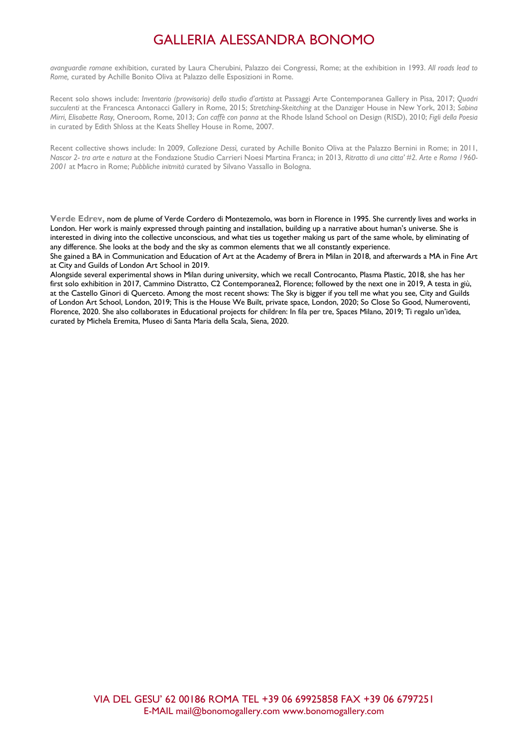*avanguardie romane* exhibition, curated by Laura Cherubini, Palazzo dei Congressi, Rome; at the exhibition in 1993. *All roads lead to Rome,* curated by Achille Bonito Oliva at Palazzo delle Esposizioni in Rome.

Recent solo shows include: *Inventario (provvisorio) dello studio d'artista* at Passaggi Arte Contemporanea Gallery in Pisa, 2017; *Quadri succulenti* at the Francesca Antonacci Gallery in Rome, 2015; *Stretching-Skeitching* at the Danziger House in New York, 2013; *Sabina Mirri, Elisabette Rasy,* Oneroom, Rome, 2013; *Con caffè con panna* at the Rhode Island School on Design (RISD), 2010; *Figli della Poesia* in curated by Edith Shloss at the Keats Shelley House in Rome, 2007.

Recent collective shows include: In 2009, *Collezione Dessì,* curated by Achille Bonito Oliva at the Palazzo Bernini in Rome; in 2011, *Nascor 2- tra arte e natura* at the Fondazione Studio Carrieri Noesi Martina Franca; in 2013, *Ritratto di una citta' #2. Arte e Roma 1960-2001* at Macro in Rome; *Pubbliche initmità* curated by Silvano Vassallo in Bologna.

**Verde Edrev,** nom de plume of Verde Cordero di Montezemolo, was born in Florence in 1995. She currently lives and works in London. Her work is mainly expressed through painting and installation, building up a narrative about human's universe. She is interested in diving into the collective unconscious, and what ties us together making us part of the same whole, by eliminating of any difference. She looks at the body and the sky as common elements that we all constantly experience.
She gained a BA in Communication and Education of Art at the Academy of Brera in Milan in 2018, and afterwards a MA in Fine Art at City and Guilds of London Art School in 2019.
Alongside several experimental shows in Milan during university, which we recall Controcanto, Plasma Plastic, 2018, she has her first solo exhibition in 2017, Cammino Distratto, C2 Contemporanea2, Florence; followed by the next one in 2019, A testa in giù, at the Castello Ginori di Querceto. Among the most recent shows: The Sky is bigger if you tell me what you see, City and Guilds of London Art School, London, 2019; This is the House We Built, private space, London, 2020; So Close So Good, Numeroventi, Florence, 2020. She also collaborates in Educational projects for children: In fila per tre, Spaces Milano, 2019; Ti regalo un'idea, curated by Michela Eremita, Museo di Santa Maria della Scala, Siena, 2020.